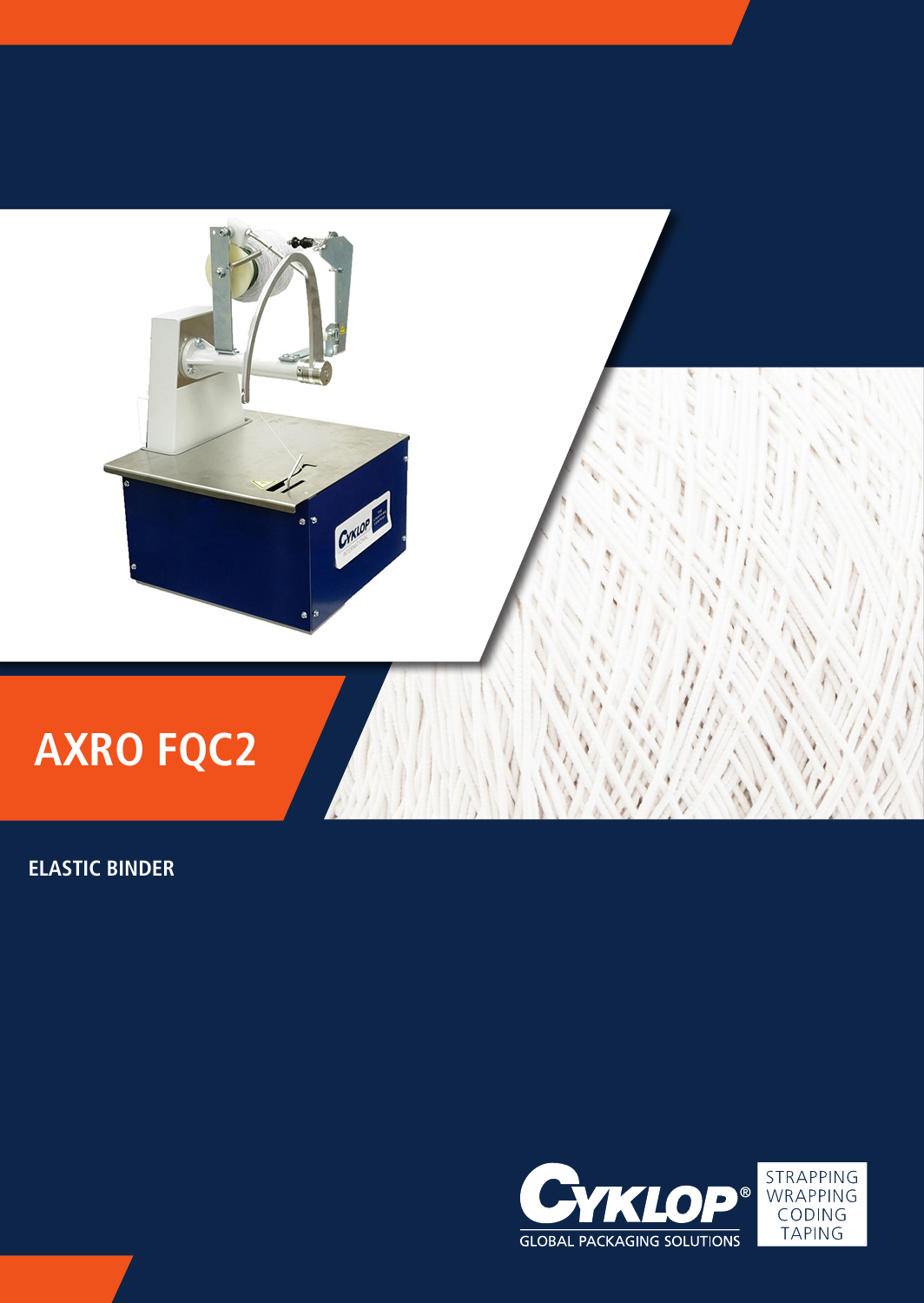# AXRO FQC2

**ELASTIC BINDER**

CYKLOP® GLOBAL PACKAGING SOLUTIONS

STRAPPING
WRAPPING
CODING
TAPING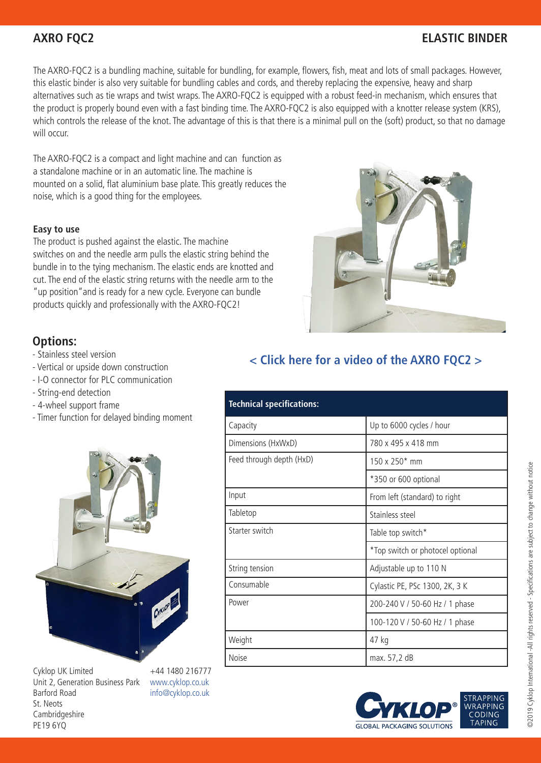# AXRO FQC2

## ELASTIC BINDER

The AXRO-FQC2 is a bundling machine, suitable for bundling, for example, flowers, fish, meat and lots of small packages. However, this elastic binder is also very suitable for bundling cables and cords, and thereby replacing the expensive, heavy and sharp alternatives such as tie wraps and twist wraps. The AXRO-FQC2 is equipped with a robust feed-in mechanism, which ensures that the product is properly bound even with a fast binding time. The AXRO-FQC2 is also equipped with a knotter release system (KRS), which controls the release of the knot. The advantage of this is that there is a minimal pull on the (soft) product, so that no damage will occur.

The AXRO-FQC2 is a compact and light machine and can function as a standalone machine or in an automatic line. The machine is mounted on a solid, flat aluminium base plate. This greatly reduces the noise, which is a good thing for the employees.

**Easy to use**

The product is pushed against the elastic. The machine switches on and the needle arm pulls the elastic string behind the bundle in to the tying mechanism. The elastic ends are knotted and cut. The end of the elastic string returns with the needle arm to the "up position" and is ready for a new cycle. Everyone can bundle products quickly and professionally with the AXRO-FQC2!

## Options:

- Stainless steel version
- Vertical or upside down construction
- I-O connector for PLC communication
- String-end detection
- 4-wheel support frame
- Timer function for delayed binding moment

**< Click here for a video of the AXRO FQC2 >**

| Technical specifications: | |
|---|---|
| Capacity | Up to 6000 cycles / hour |
| Dimensions (HxWxD) | 780 x 495 x 418 mm |
| Feed through depth (HxD) | 150 x 250* mm |
| | *350 or 600 optional |
| Input | From left (standard) to right |
| Tabletop | Stainless steel |
| Starter switch | Table top switch* |
| | *Top switch or photocel optional |
| String tension | Adjustable up to 110 N |
| Consumable | Cylastic PE, PSc 1300, 2K, 3 K |
| Power | 200-240 V / 50-60 Hz / 1 phase |
| | 100-120 V / 50-60 Hz / 1 phase |
| Weight | 47 kg |
| Noise | max. 57,2 dB |

Cyklop UK Limited
Unit 2, Generation Business Park
Barford Road
St. Neots
Cambridgeshire
PE19 6YQ

+44 1480 216777
www.cyklop.co.uk
info@cyklop.co.uk

CYKLOP® GLOBAL PACKAGING SOLUTIONS — STRAPPING WRAPPING CODING TAPING

©2019 Cyklop International -All rights reserved - Specifications are subject to change without notice